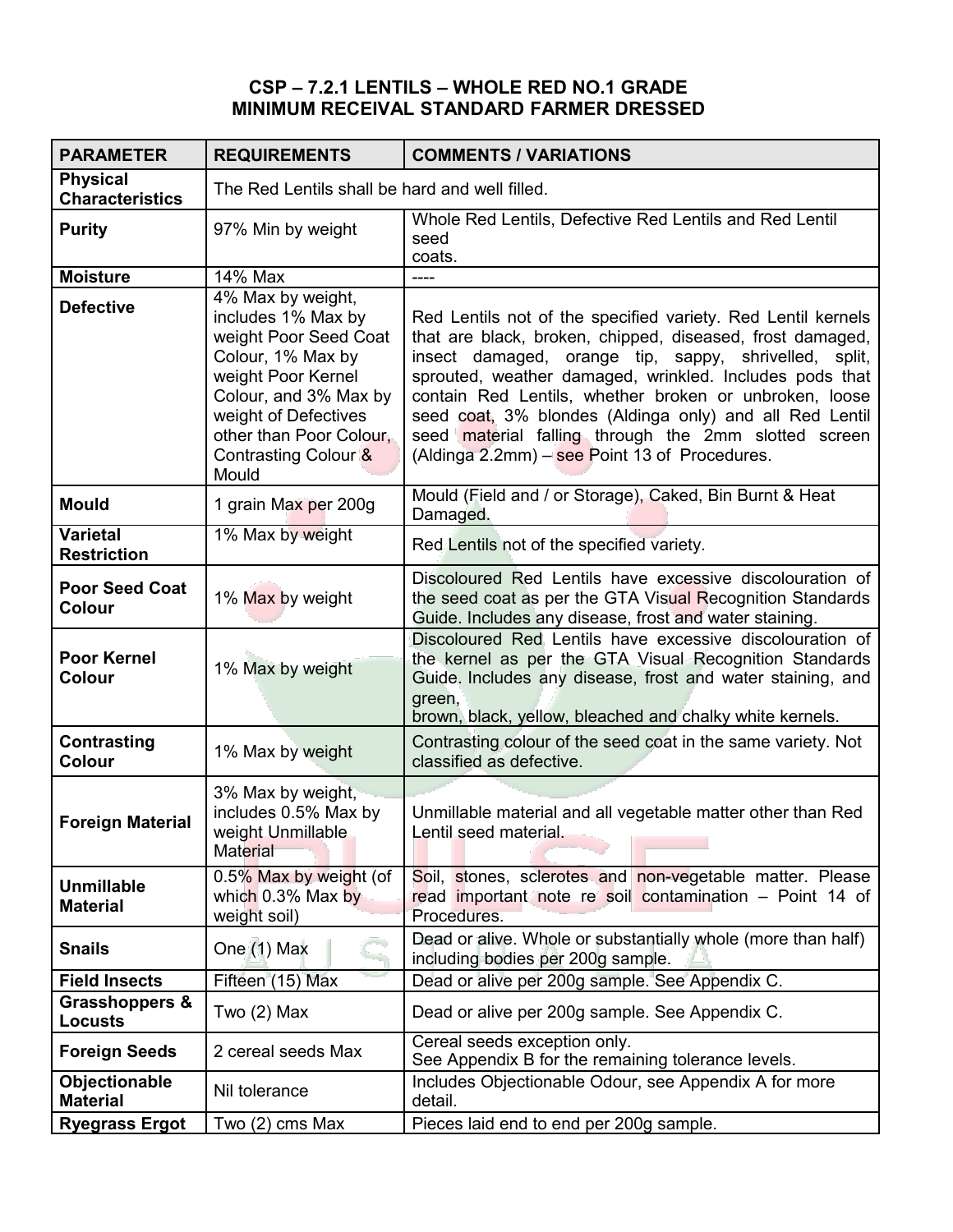# CSP – 7.2.1 LENTILS – WHOLE RED NO.1 GRADE
## MINIMUM RECEIVAL STANDARD FARMER DRESSED

| PARAMETER | REQUIREMENTS | COMMENTS / VARIATIONS |
|---|---|---|
| **Physical Characteristics** | The Red Lentils shall be hard and well filled. | |
| **Purity** | 97% Min by weight | Whole Red Lentils, Defective Red Lentils and Red Lentil seed coats. |
| **Moisture** | 14% Max | ---- |
| **Defective** | 4% Max by weight, includes 1% Max by weight Poor Seed Coat Colour, 1% Max by weight Poor Kernel Colour, and 3% Max by weight of Defectives other than Poor Colour, Contrasting Colour & Mould | Red Lentils not of the specified variety. Red Lentil kernels that are black, broken, chipped, diseased, frost damaged, insect damaged, orange tip, sappy, shrivelled, split, sprouted, weather damaged, wrinkled. Includes pods that contain Red Lentils, whether broken or unbroken, loose seed coat, 3% blondes (Aldinga only) and all Red Lentil seed material falling through the 2mm slotted screen (Aldinga 2.2mm) – see Point 13 of Procedures. |
| **Mould** | 1 grain Max per 200g | Mould (Field and / or Storage), Caked, Bin Burnt & Heat Damaged. |
| **Varietal Restriction** | 1% Max by weight | Red Lentils not of the specified variety. |
| **Poor Seed Coat Colour** | 1% Max by weight | Discoloured Red Lentils have excessive discolouration of the seed coat as per the GTA Visual Recognition Standards Guide. Includes any disease, frost and water staining. |
| **Poor Kernel Colour** | 1% Max by weight | Discoloured Red Lentils have excessive discolouration of the kernel as per the GTA Visual Recognition Standards Guide. Includes any disease, frost and water staining, and green, brown, black, yellow, bleached and chalky white kernels. |
| **Contrasting Colour** | 1% Max by weight | Contrasting colour of the seed coat in the same variety. Not classified as defective. |
| **Foreign Material** | 3% Max by weight, includes 0.5% Max by weight Unmillable Material | Unmillable material and all vegetable matter other than Red Lentil seed material. |
| **Unmillable Material** | 0.5% Max by weight (of which 0.3% Max by weight soil) | Soil, stones, sclerotes and non-vegetable matter. Please read important note re soil contamination – Point 14 of Procedures. |
| **Snails** | One (1) Max | Dead or alive. Whole or substantially whole (more than half) including bodies per 200g sample. |
| **Field Insects** | Fifteen (15) Max | Dead or alive per 200g sample. See Appendix C. |
| **Grasshoppers & Locusts** | Two (2) Max | Dead or alive per 200g sample. See Appendix C. |
| **Foreign Seeds** | 2 cereal seeds Max | Cereal seeds exception only. See Appendix B for the remaining tolerance levels. |
| **Objectionable Material** | Nil tolerance | Includes Objectionable Odour, see Appendix A for more detail. |
| **Ryegrass Ergot** | Two (2) cms Max | Pieces laid end to end per 200g sample. |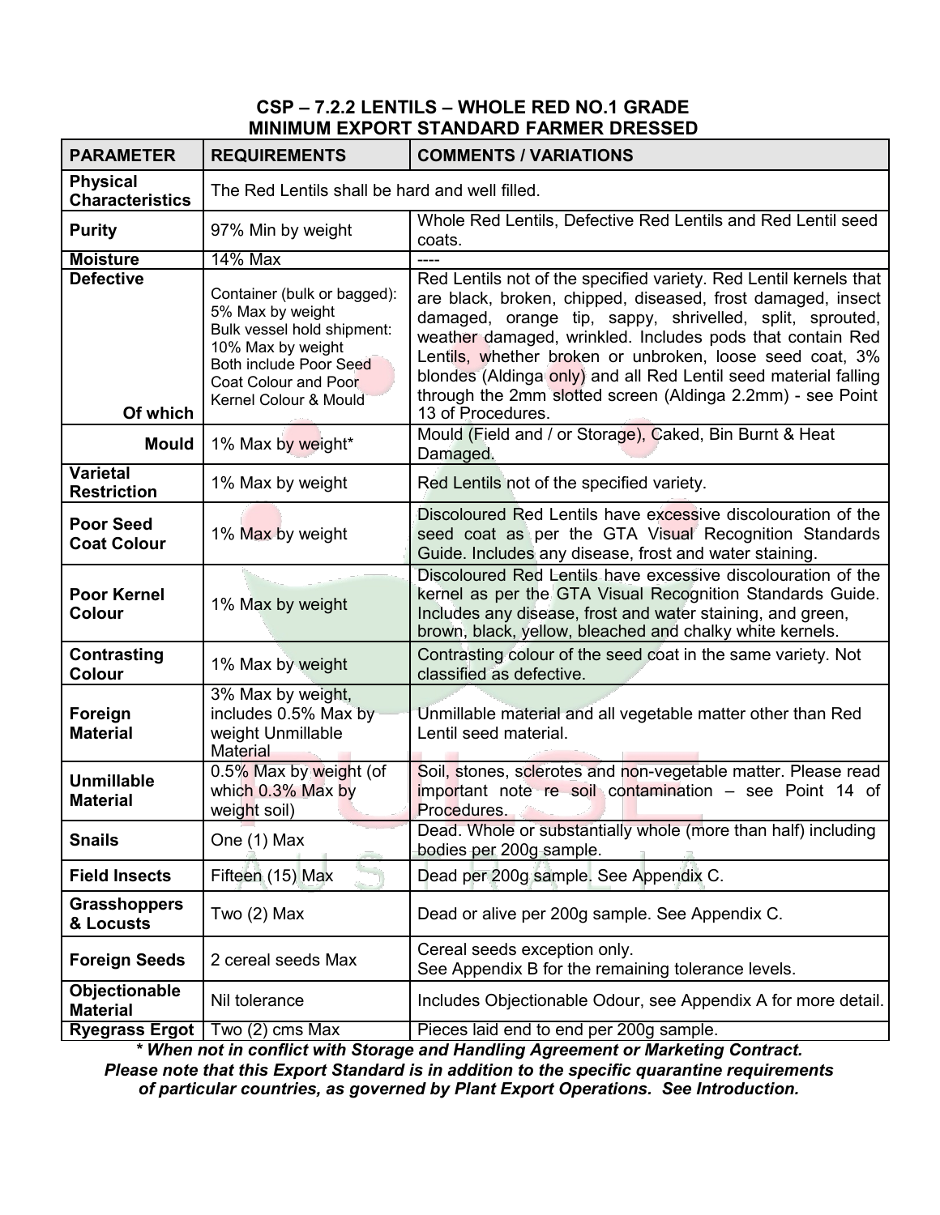# CSP – 7.2.2 LENTILS – WHOLE RED NO.1 GRADE
## MINIMUM EXPORT STANDARD FARMER DRESSED

| PARAMETER | REQUIREMENTS | COMMENTS / VARIATIONS |
|---|---|---|
| **Physical Characteristics** | The Red Lentils shall be hard and well filled. | |
| **Purity** | 97% Min by weight | Whole Red Lentils, Defective Red Lentils and Red Lentil seed coats. |
| **Moisture** | 14% Max | ---- |
| **Defective** <br> **Of which** | Container (bulk or bagged): 5% Max by weight <br> Bulk vessel hold shipment: 10% Max by weight <br> Both include Poor Seed Coat Colour and Poor Kernel Colour & Mould | Red Lentils not of the specified variety. Red Lentil kernels that are black, broken, chipped, diseased, frost damaged, insect damaged, orange tip, sappy, shrivelled, split, sprouted, weather damaged, wrinkled. Includes pods that contain Red Lentils, whether broken or unbroken, loose seed coat, 3% blondes (Aldinga only) and all Red Lentil seed material falling through the 2mm slotted screen (Aldinga 2.2mm) - see Point 13 of Procedures. |
| **Mould** | 1% Max by weight* | Mould (Field and / or Storage), Caked, Bin Burnt & Heat Damaged. |
| **Varietal Restriction** | 1% Max by weight | Red Lentils not of the specified variety. |
| **Poor Seed Coat Colour** | 1% Max by weight | Discoloured Red Lentils have excessive discolouration of the seed coat as per the GTA Visual Recognition Standards Guide. Includes any disease, frost and water staining. |
| **Poor Kernel Colour** | 1% Max by weight | Discoloured Red Lentils have excessive discolouration of the kernel as per the GTA Visual Recognition Standards Guide. Includes any disease, frost and water staining, and green, brown, black, yellow, bleached and chalky white kernels. |
| **Contrasting Colour** | 1% Max by weight | Contrasting colour of the seed coat in the same variety. Not classified as defective. |
| **Foreign Material** | 3% Max by weight, includes 0.5% Max by weight Unmillable Material | Unmillable material and all vegetable matter other than Red Lentil seed material. |
| **Unmillable Material** | 0.5% Max by weight (of which 0.3% Max by weight soil) | Soil, stones, sclerotes and non-vegetable matter. Please read important note re soil contamination – see Point 14 of Procedures. |
| **Snails** | One (1) Max | Dead. Whole or substantially whole (more than half) including bodies per 200g sample. |
| **Field Insects** | Fifteen (15) Max | Dead per 200g sample. See Appendix C. |
| **Grasshoppers & Locusts** | Two (2) Max | Dead or alive per 200g sample. See Appendix C. |
| **Foreign Seeds** | 2 cereal seeds Max | Cereal seeds exception only. <br> See Appendix B for the remaining tolerance levels. |
| **Objectionable Material** | Nil tolerance | Includes Objectionable Odour, see Appendix A for more detail. |
| **Ryegrass Ergot** | Two (2) cms Max | Pieces laid end to end per 200g sample. |

***** *When not in conflict with Storage and Handling Agreement or Marketing Contract.*

***Please note that this Export Standard is in addition to the specific quarantine requirements of particular countries, as governed by Plant Export Operations. See Introduction.***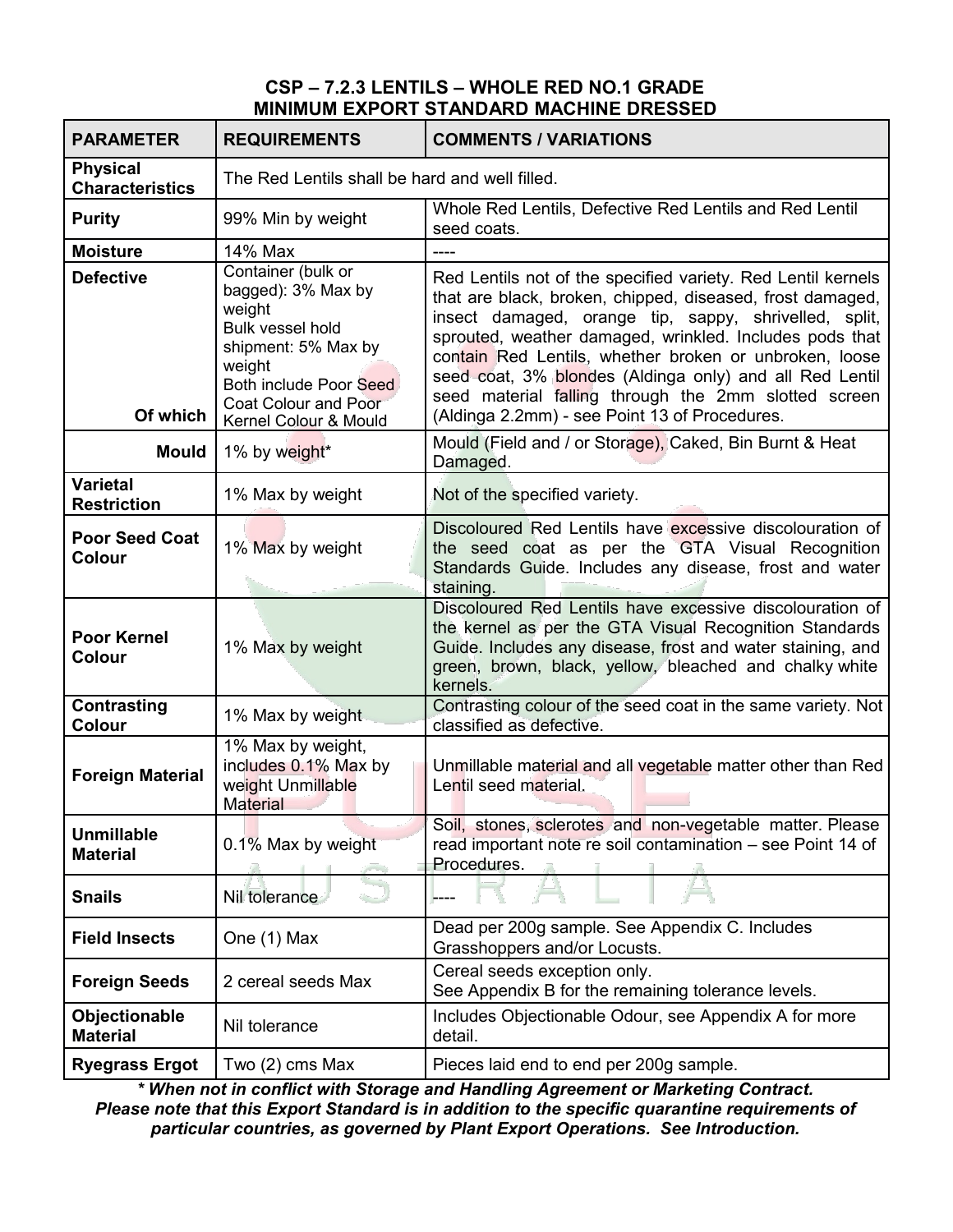## CSP – 7.2.3 LENTILS – WHOLE RED NO.1 GRADE MINIMUM EXPORT STANDARD MACHINE DRESSED

| PARAMETER | REQUIREMENTS | COMMENTS / VARIATIONS |
|---|---|---|
| **Physical Characteristics** | The Red Lentils shall be hard and well filled. | |
| **Purity** | 99% Min by weight | Whole Red Lentils, Defective Red Lentils and Red Lentil seed coats. |
| **Moisture** | 14% Max | ---- |
| **Defective** | Container (bulk or bagged): 3% Max by weight<br>Bulk vessel hold shipment: 5% Max by weight<br>Both include Poor Seed Coat Colour and Poor Kernel Colour & Mould | Red Lentils not of the specified variety. Red Lentil kernels that are black, broken, chipped, diseased, frost damaged, insect damaged, orange tip, sappy, shrivelled, split, sprouted, weather damaged, wrinkled. Includes pods that contain Red Lentils, whether broken or unbroken, loose seed coat, 3% blondes (Aldinga only) and all Red Lentil seed material falling through the 2mm slotted screen (Aldinga 2.2mm) - see Point 13 of Procedures. |
| **Of which Mould** | 1% by weight* | Mould (Field and / or Storage), Caked, Bin Burnt & Heat Damaged. |
| **Varietal Restriction** | 1% Max by weight | Not of the specified variety. |
| **Poor Seed Coat Colour** | 1% Max by weight | Discoloured Red Lentils have excessive discolouration of the seed coat as per the GTA Visual Recognition Standards Guide. Includes any disease, frost and water staining. |
| **Poor Kernel Colour** | 1% Max by weight | Discoloured Red Lentils have excessive discolouration of the kernel as per the GTA Visual Recognition Standards Guide. Includes any disease, frost and water staining, and green, brown, black, yellow, bleached and chalky white kernels. |
| **Contrasting Colour** | 1% Max by weight | Contrasting colour of the seed coat in the same variety. Not classified as defective. |
| **Foreign Material** | 1% Max by weight, includes 0.1% Max by weight Unmillable Material | Unmillable material and all vegetable matter other than Red Lentil seed material. |
| **Unmillable Material** | 0.1% Max by weight | Soil, stones, sclerotes and non-vegetable matter. Please read important note re soil contamination – see Point 14 of Procedures. |
| **Snails** | Nil tolerance | ---- |
| **Field Insects** | One (1) Max | Dead per 200g sample. See Appendix C. Includes Grasshoppers and/or Locusts. |
| **Foreign Seeds** | 2 cereal seeds Max | Cereal seeds exception only.<br>See Appendix B for the remaining tolerance levels. |
| **Objectionable Material** | Nil tolerance | Includes Objectionable Odour, see Appendix A for more detail. |
| **Ryegrass Ergot** | Two (2) cms Max | Pieces laid end to end per 200g sample. |

***\* When not in conflict with Storage and Handling Agreement or Marketing Contract.***
***Please note that this Export Standard is in addition to the specific quarantine requirements of particular countries, as governed by Plant Export Operations. See Introduction.***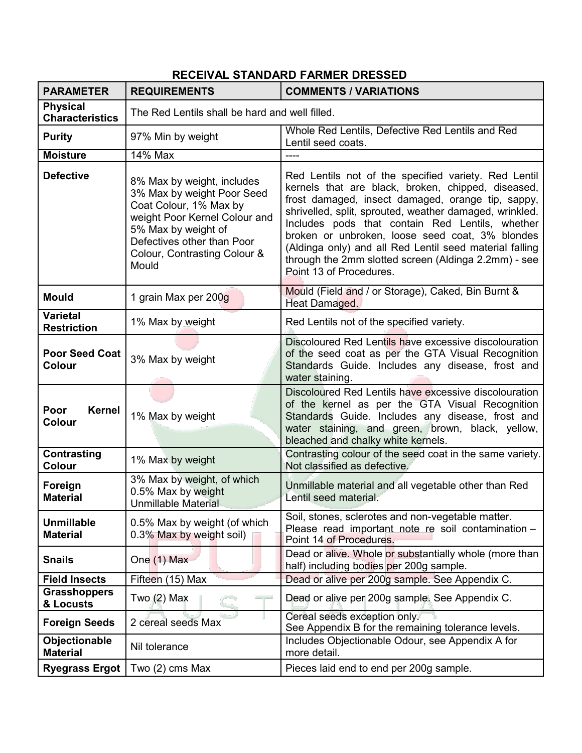## RECEIVAL STANDARD FARMER DRESSED

| PARAMETER | REQUIREMENTS | COMMENTS / VARIATIONS |
|---|---|---|
| **Physical Characteristics** | The Red Lentils shall be hard and well filled. | |
| **Purity** | 97% Min by weight | Whole Red Lentils, Defective Red Lentils and Red Lentil seed coats. |
| **Moisture** | 14% Max | ---- |
| **Defective** | 8% Max by weight, includes 3% Max by weight Poor Seed Coat Colour, 1% Max by weight Poor Kernel Colour and 5% Max by weight of Defectives other than Poor Colour, Contrasting Colour & Mould | Red Lentils not of the specified variety. Red Lentil kernels that are black, broken, chipped, diseased, frost damaged, insect damaged, orange tip, sappy, shrivelled, split, sprouted, weather damaged, wrinkled. Includes pods that contain Red Lentils, whether broken or unbroken, loose seed coat, 3% blondes (Aldinga only) and all Red Lentil seed material falling through the 2mm slotted screen (Aldinga 2.2mm) - see Point 13 of Procedures. |
| **Mould** | 1 grain Max per 200g | Mould (Field and / or Storage), Caked, Bin Burnt & Heat Damaged. |
| **Varietal Restriction** | 1% Max by weight | Red Lentils not of the specified variety. |
| **Poor Seed Coat Colour** | 3% Max by weight | Discoloured Red Lentils have excessive discolouration of the seed coat as per the GTA Visual Recognition Standards Guide. Includes any disease, frost and water staining. |
| **Poor Kernel Colour** | 1% Max by weight | Discoloured Red Lentils have excessive discolouration of the kernel as per the GTA Visual Recognition Standards Guide. Includes any disease, frost and water staining, and green, brown, black, yellow, bleached and chalky white kernels. |
| **Contrasting Colour** | 1% Max by weight | Contrasting colour of the seed coat in the same variety. Not classified as defective. |
| **Foreign Material** | 3% Max by weight, of which 0.5% Max by weight Unmillable Material | Unmillable material and all vegetable other than Red Lentil seed material. |
| **Unmillable Material** | 0.5% Max by weight (of which 0.3% Max by weight soil) | Soil, stones, sclerotes and non-vegetable matter. Please read important note re soil contamination – Point 14 of Procedures. |
| **Snails** | One (1) Max | Dead or alive. Whole or substantially whole (more than half) including bodies per 200g sample. |
| **Field Insects** | Fifteen (15) Max | Dead or alive per 200g sample. See Appendix C. |
| **Grasshoppers & Locusts** | Two (2) Max | Dead or alive per 200g sample. See Appendix C. |
| **Foreign Seeds** | 2 cereal seeds Max | Cereal seeds exception only.<br>See Appendix B for the remaining tolerance levels. |
| **Objectionable Material** | Nil tolerance | Includes Objectionable Odour, see Appendix A for more detail. |
| **Ryegrass Ergot** | Two (2) cms Max | Pieces laid end to end per 200g sample. |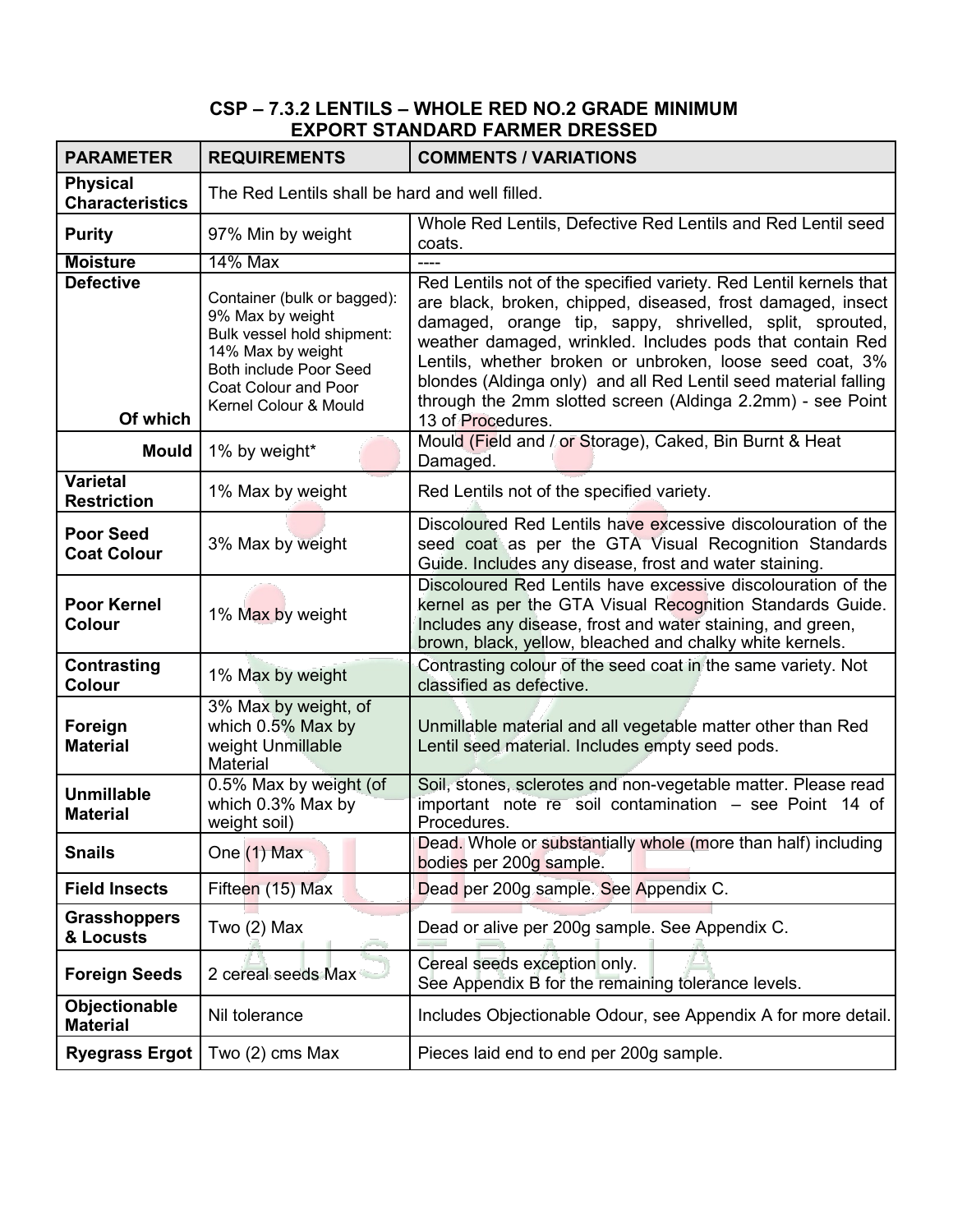# CSP – 7.3.2 LENTILS – WHOLE RED NO.2 GRADE MINIMUM EXPORT STANDARD FARMER DRESSED

| PARAMETER | REQUIREMENTS | COMMENTS / VARIATIONS |
|---|---|---|
| **Physical Characteristics** | The Red Lentils shall be hard and well filled. | |
| **Purity** | 97% Min by weight | Whole Red Lentils, Defective Red Lentils and Red Lentil seed coats. |
| **Moisture** | 14% Max | ---- |
| **Defective** <br> **Of which** | Container (bulk or bagged): 9% Max by weight <br> Bulk vessel hold shipment: 14% Max by weight <br> Both include Poor Seed Coat Colour and Poor Kernel Colour & Mould | Red Lentils not of the specified variety. Red Lentil kernels that are black, broken, chipped, diseased, frost damaged, insect damaged, orange tip, sappy, shrivelled, split, sprouted, weather damaged, wrinkled. Includes pods that contain Red Lentils, whether broken or unbroken, loose seed coat, 3% blondes (Aldinga only) and all Red Lentil seed material falling through the 2mm slotted screen (Aldinga 2.2mm) - see Point 13 of Procedures. |
| **Mould** | 1% by weight* | Mould (Field and / or Storage), Caked, Bin Burnt & Heat Damaged. |
| **Varietal Restriction** | 1% Max by weight | Red Lentils not of the specified variety. |
| **Poor Seed Coat Colour** | 3% Max by weight | Discoloured Red Lentils have excessive discolouration of the seed coat as per the GTA Visual Recognition Standards Guide. Includes any disease, frost and water staining. |
| **Poor Kernel Colour** | 1% Max by weight | Discoloured Red Lentils have excessive discolouration of the kernel as per the GTA Visual Recognition Standards Guide. Includes any disease, frost and water staining, and green, brown, black, yellow, bleached and chalky white kernels. |
| **Contrasting Colour** | 1% Max by weight | Contrasting colour of the seed coat in the same variety. Not classified as defective. |
| **Foreign Material** | 3% Max by weight, of which 0.5% Max by weight Unmillable Material | Unmillable material and all vegetable matter other than Red Lentil seed material. Includes empty seed pods. |
| **Unmillable Material** | 0.5% Max by weight (of which 0.3% Max by weight soil) | Soil, stones, sclerotes and non-vegetable matter. Please read important note re soil contamination – see Point 14 of Procedures. |
| **Snails** | One (1) Max | Dead. Whole or substantially whole (more than half) including bodies per 200g sample. |
| **Field Insects** | Fifteen (15) Max | Dead per 200g sample. See Appendix C. |
| **Grasshoppers & Locusts** | Two (2) Max | Dead or alive per 200g sample. See Appendix C. |
| **Foreign Seeds** | 2 cereal seeds Max | Cereal seeds exception only. <br> See Appendix B for the remaining tolerance levels. |
| **Objectionable Material** | Nil tolerance | Includes Objectionable Odour, see Appendix A for more detail. |
| **Ryegrass Ergot** | Two (2) cms Max | Pieces laid end to end per 200g sample. |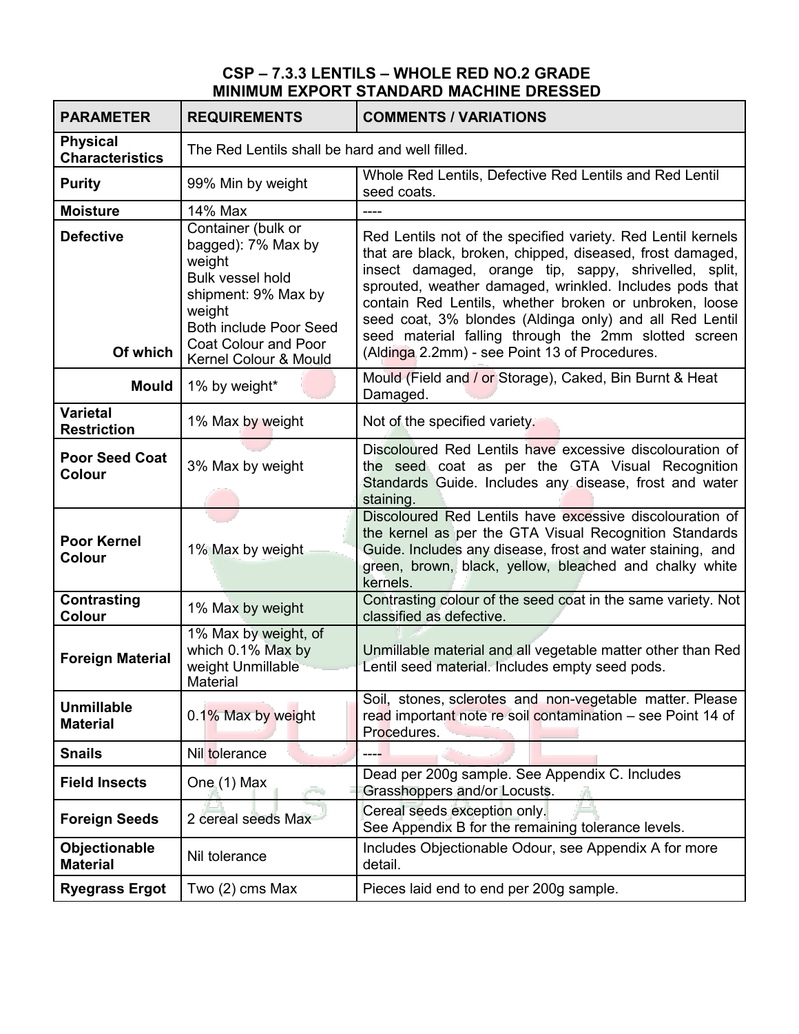# CSP – 7.3.3 LENTILS – WHOLE RED NO.2 GRADE
## MINIMUM EXPORT STANDARD MACHINE DRESSED

| PARAMETER | REQUIREMENTS | COMMENTS / VARIATIONS |
| --- | --- | --- |
| **Physical Characteristics** | The Red Lentils shall be hard and well filled. | |
| **Purity** | 99% Min by weight | Whole Red Lentils, Defective Red Lentils and Red Lentil seed coats. |
| **Moisture** | 14% Max | ---- |
| **Defective** <br> **Of which** | Container (bulk or bagged): 7% Max by weight <br> Bulk vessel hold shipment: 9% Max by weight <br> Both include Poor Seed Coat Colour and Poor Kernel Colour & Mould | Red Lentils not of the specified variety. Red Lentil kernels that are black, broken, chipped, diseased, frost damaged, insect damaged, orange tip, sappy, shrivelled, split, sprouted, weather damaged, wrinkled. Includes pods that contain Red Lentils, whether broken or unbroken, loose seed coat, 3% blondes (Aldinga only) and all Red Lentil seed material falling through the 2mm slotted screen (Aldinga 2.2mm) - see Point 13 of Procedures. |
| **Mould** | 1% by weight* | Mould (Field and / or Storage), Caked, Bin Burnt & Heat Damaged. |
| **Varietal Restriction** | 1% Max by weight | Not of the specified variety. |
| **Poor Seed Coat Colour** | 3% Max by weight | Discoloured Red Lentils have excessive discolouration of the seed coat as per the GTA Visual Recognition Standards Guide. Includes any disease, frost and water staining. |
| **Poor Kernel Colour** | 1% Max by weight | Discoloured Red Lentils have excessive discolouration of the kernel as per the GTA Visual Recognition Standards Guide. Includes any disease, frost and water staining, and green, brown, black, yellow, bleached and chalky white kernels. |
| **Contrasting Colour** | 1% Max by weight | Contrasting colour of the seed coat in the same variety. Not classified as defective. |
| **Foreign Material** | 1% Max by weight, of which 0.1% Max by weight Unmillable Material | Unmillable material and all vegetable matter other than Red Lentil seed material. Includes empty seed pods. |
| **Unmillable Material** | 0.1% Max by weight | Soil, stones, sclerotes and non-vegetable matter. Please read important note re soil contamination – see Point 14 of Procedures. |
| **Snails** | Nil tolerance | ---- |
| **Field Insects** | One (1) Max | Dead per 200g sample. See Appendix C. Includes Grasshoppers and/or Locusts. |
| **Foreign Seeds** | 2 cereal seeds Max | Cereal seeds exception only. <br> See Appendix B for the remaining tolerance levels. |
| **Objectionable Material** | Nil tolerance | Includes Objectionable Odour, see Appendix A for more detail. |
| **Ryegrass Ergot** | Two (2) cms Max | Pieces laid end to end per 200g sample. |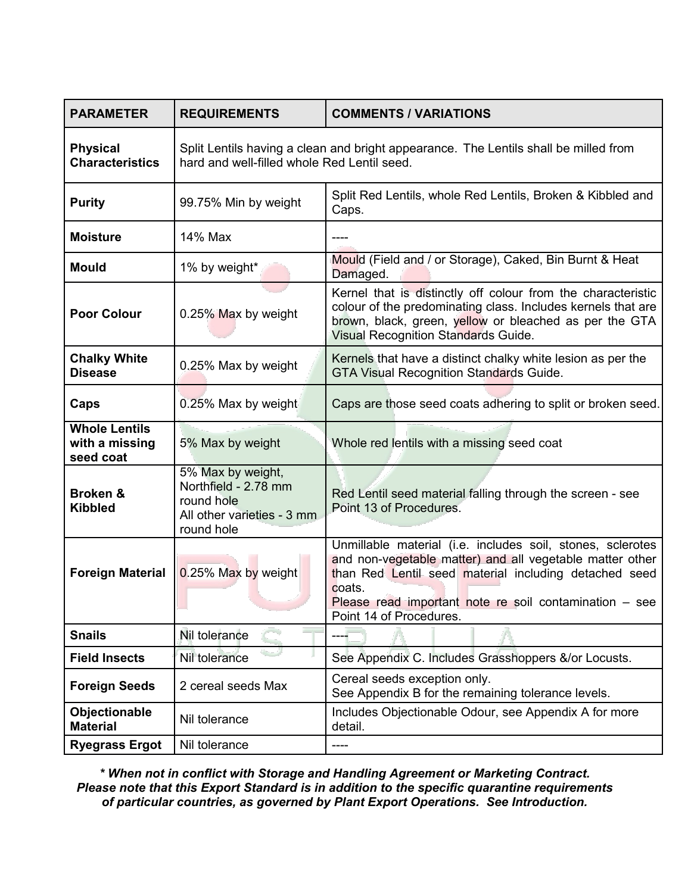| PARAMETER | REQUIREMENTS | COMMENTS / VARIATIONS |
|---|---|---|
| **Physical Characteristics** | Split Lentils having a clean and bright appearance. The Lentils shall be milled from hard and well-filled whole Red Lentil seed. | |
| **Purity** | 99.75% Min by weight | Split Red Lentils, whole Red Lentils, Broken & Kibbled and Caps. |
| **Moisture** | 14% Max | ---- |
| **Mould** | 1% by weight* | Mould (Field and / or Storage), Caked, Bin Burnt & Heat Damaged. |
| **Poor Colour** | 0.25% Max by weight | Kernel that is distinctly off colour from the characteristic colour of the predominating class. Includes kernels that are brown, black, green, yellow or bleached as per the GTA Visual Recognition Standards Guide. |
| **Chalky White Disease** | 0.25% Max by weight | Kernels that have a distinct chalky white lesion as per the GTA Visual Recognition Standards Guide. |
| **Caps** | 0.25% Max by weight | Caps are those seed coats adhering to split or broken seed. |
| **Whole Lentils with a missing seed coat** | 5% Max by weight | Whole red lentils with a missing seed coat |
| **Broken & Kibbled** | 5% Max by weight, Northfield - 2.78 mm round hole All other varieties - 3 mm round hole | Red Lentil seed material falling through the screen - see Point 13 of Procedures. |
| **Foreign Material** | 0.25% Max by weight | Unmillable material (i.e. includes soil, stones, sclerotes and non-vegetable matter) and all vegetable matter other than Red Lentil seed material including detached seed coats. Please read important note re soil contamination – see Point 14 of Procedures. |
| **Snails** | Nil tolerance | ---- |
| **Field Insects** | Nil tolerance | See Appendix C. Includes Grasshoppers &/or Locusts. |
| **Foreign Seeds** | 2 cereal seeds Max | Cereal seeds exception only. See Appendix B for the remaining tolerance levels. |
| **Objectionable Material** | Nil tolerance | Includes Objectionable Odour, see Appendix A for more detail. |
| **Ryegrass Ergot** | Nil tolerance | ---- |

***\* When not in conflict with Storage and Handling Agreement or Marketing Contract. Please note that this Export Standard is in addition to the specific quarantine requirements of particular countries, as governed by Plant Export Operations. See Introduction.***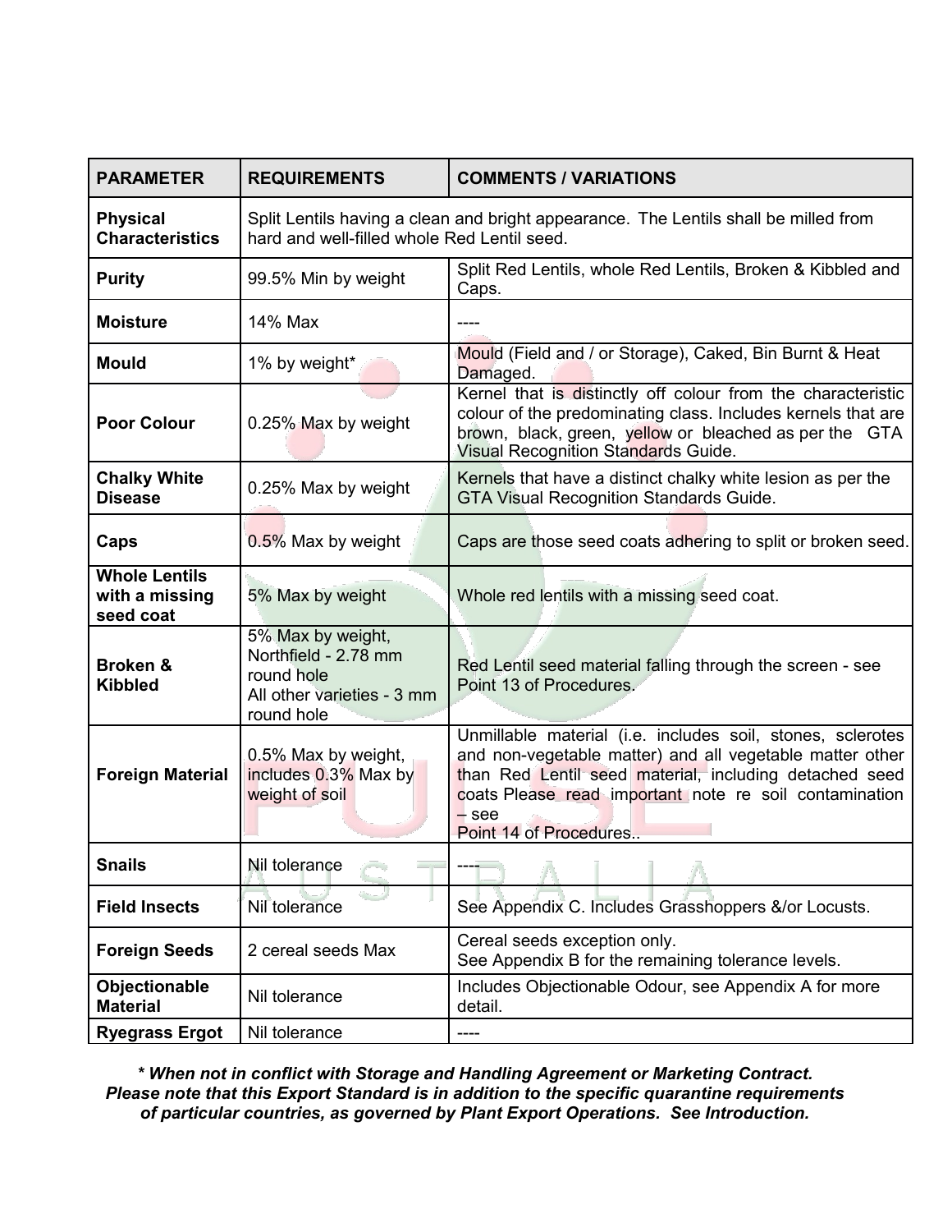| PARAMETER | REQUIREMENTS | COMMENTS / VARIATIONS |
|---|---|---|
| **Physical Characteristics** | Split Lentils having a clean and bright appearance. The Lentils shall be milled from hard and well-filled whole Red Lentil seed. | |
| **Purity** | 99.5% Min by weight | Split Red Lentils, whole Red Lentils, Broken & Kibbled and Caps. |
| **Moisture** | 14% Max | ---- |
| **Mould** | 1% by weight* | Mould (Field and / or Storage), Caked, Bin Burnt & Heat Damaged. |
| **Poor Colour** | 0.25% Max by weight | Kernel that is distinctly off colour from the characteristic colour of the predominating class. Includes kernels that are brown, black, green, yellow or bleached as per the GTA Visual Recognition Standards Guide. |
| **Chalky White Disease** | 0.25% Max by weight | Kernels that have a distinct chalky white lesion as per the GTA Visual Recognition Standards Guide. |
| **Caps** | 0.5% Max by weight | Caps are those seed coats adhering to split or broken seed. |
| **Whole Lentils with a missing seed coat** | 5% Max by weight | Whole red lentils with a missing seed coat. |
| **Broken & Kibbled** | 5% Max by weight, Northfield - 2.78 mm round hole All other varieties - 3 mm round hole | Red Lentil seed material falling through the screen - see Point 13 of Procedures. |
| **Foreign Material** | 0.5% Max by weight, includes 0.3% Max by weight of soil | Unmillable material (i.e. includes soil, stones, sclerotes and non-vegetable matter) and all vegetable matter other than Red Lentil seed material, including detached seed coats Please read important note re soil contamination – see Point 14 of Procedures.. |
| **Snails** | Nil tolerance | ---- |
| **Field Insects** | Nil tolerance | See Appendix C. Includes Grasshoppers &/or Locusts. |
| **Foreign Seeds** | 2 cereal seeds Max | Cereal seeds exception only. See Appendix B for the remaining tolerance levels. |
| **Objectionable Material** | Nil tolerance | Includes Objectionable Odour, see Appendix A for more detail. |
| **Ryegrass Ergot** | Nil tolerance | ---- |

***\* When not in conflict with Storage and Handling Agreement or Marketing Contract. Please note that this Export Standard is in addition to the specific quarantine requirements of particular countries, as governed by Plant Export Operations. See Introduction.***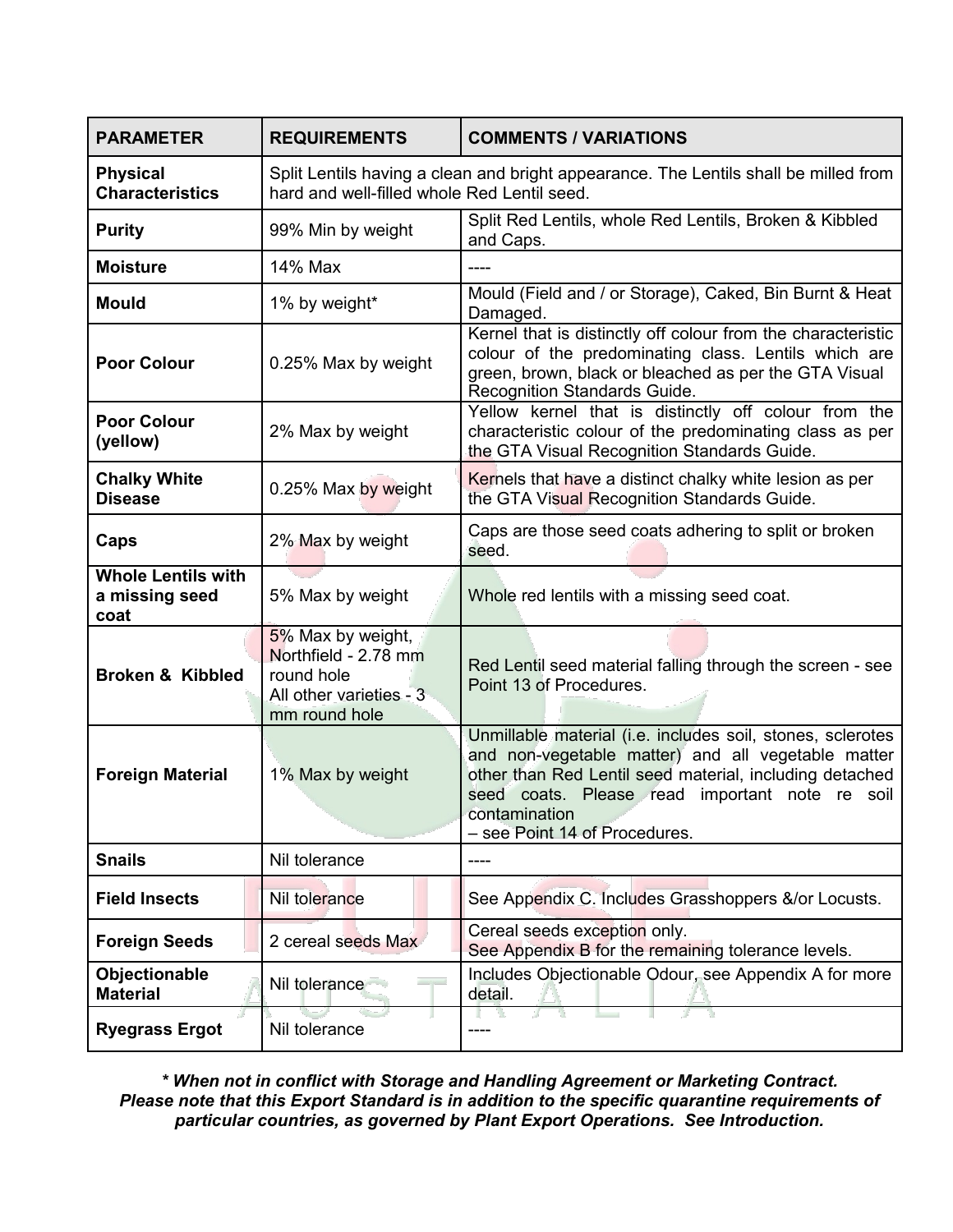| PARAMETER | REQUIREMENTS | COMMENTS / VARIATIONS |
|---|---|---|
| **Physical Characteristics** | Split Lentils having a clean and bright appearance. The Lentils shall be milled from hard and well-filled whole Red Lentil seed. | |
| **Purity** | 99% Min by weight | Split Red Lentils, whole Red Lentils, Broken & Kibbled and Caps. |
| **Moisture** | 14% Max | ---- |
| **Mould** | 1% by weight* | Mould (Field and / or Storage), Caked, Bin Burnt & Heat Damaged. |
| **Poor Colour** | 0.25% Max by weight | Kernel that is distinctly off colour from the characteristic colour of the predominating class. Lentils which are green, brown, black or bleached as per the GTA Visual Recognition Standards Guide. |
| **Poor Colour (yellow)** | 2% Max by weight | Yellow kernel that is distinctly off colour from the characteristic colour of the predominating class as per the GTA Visual Recognition Standards Guide. |
| **Chalky White Disease** | 0.25% Max by weight | Kernels that have a distinct chalky white lesion as per the GTA Visual Recognition Standards Guide. |
| **Caps** | 2% Max by weight | Caps are those seed coats adhering to split or broken seed. |
| **Whole Lentils with a missing seed coat** | 5% Max by weight | Whole red lentils with a missing seed coat. |
| **Broken & Kibbled** | 5% Max by weight, Northfield - 2.78 mm round hole All other varieties - 3 mm round hole | Red Lentil seed material falling through the screen - see Point 13 of Procedures. |
| **Foreign Material** | 1% Max by weight | Unmillable material (i.e. includes soil, stones, sclerotes and non-vegetable matter) and all vegetable matter other than Red Lentil seed material, including detached seed coats. Please read important note re soil contamination – see Point 14 of Procedures. |
| **Snails** | Nil tolerance | ---- |
| **Field Insects** | Nil tolerance | See Appendix C. Includes Grasshoppers &/or Locusts. |
| **Foreign Seeds** | 2 cereal seeds Max | Cereal seeds exception only. See Appendix B for the remaining tolerance levels. |
| **Objectionable Material** | Nil tolerance | Includes Objectionable Odour, see Appendix A for more detail. |
| **Ryegrass Ergot** | Nil tolerance | ---- |

***\* When not in conflict with Storage and Handling Agreement or Marketing Contract. Please note that this Export Standard is in addition to the specific quarantine requirements of particular countries, as governed by Plant Export Operations. See Introduction.***